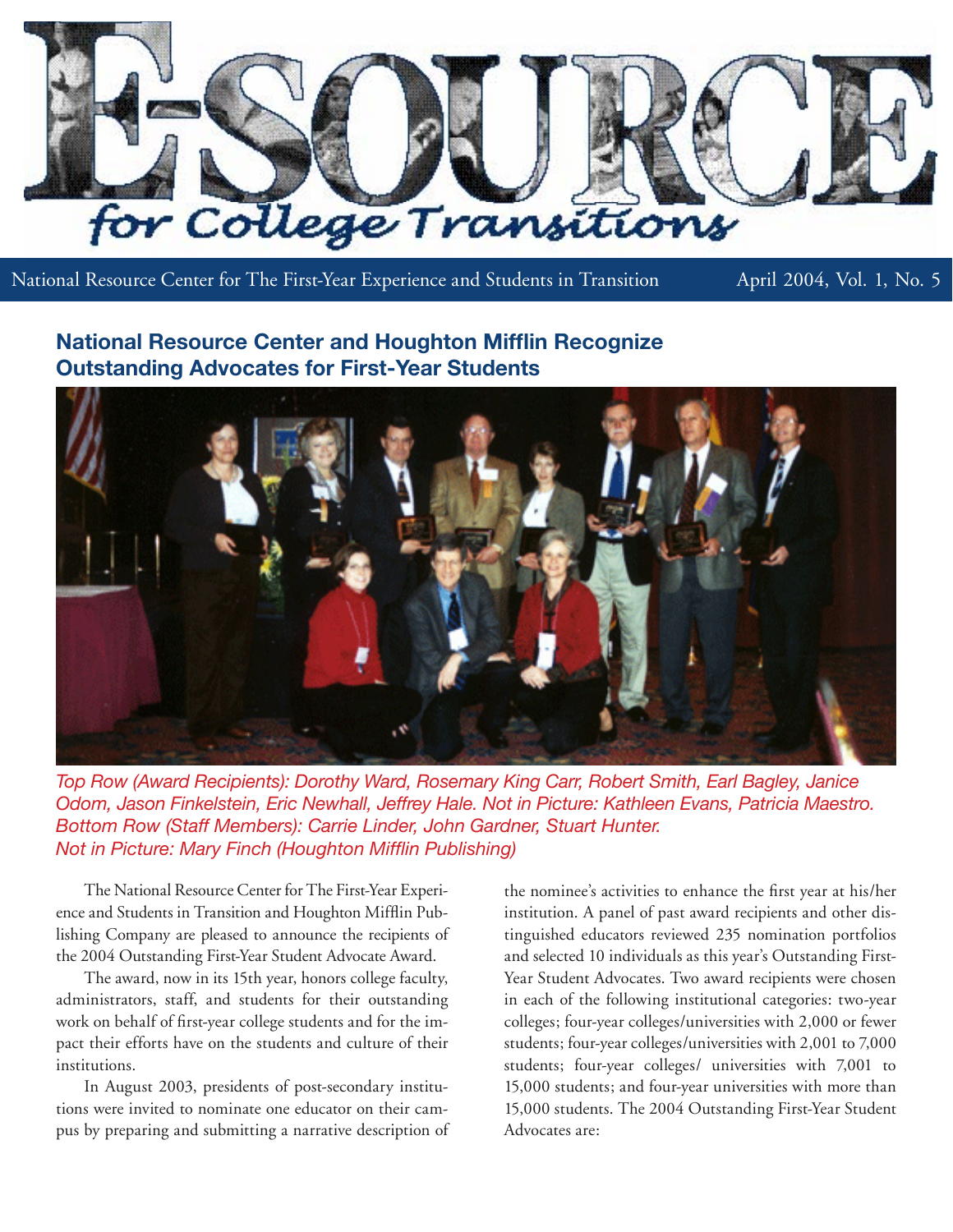# E-SOURCE for College Transitions

National Resource Center for The First-Year Experience and Students in Transition — April 2004, Vol. 1, No. 5

## National Resource Center and Houghton Mifflin Recognize Outstanding Advocates for First-Year Students

*Top Row (Award Recipients): Dorothy Ward, Rosemary King Carr, Robert Smith, Earl Bagley, Janice Odom, Jason Finkelstein, Eric Newhall, Jeffrey Hale. Not in Picture: Kathleen Evans, Patricia Maestro. Bottom Row (Staff Members): Carrie Linder, John Gardner, Stuart Hunter. Not in Picture: Mary Finch (Houghton Mifflin Publishing)*

The National Resource Center for The First-Year Experience and Students in Transition and Houghton Mifflin Publishing Company are pleased to announce the recipients of the 2004 Outstanding First-Year Student Advocate Award.

The award, now in its 15th year, honors college faculty, administrators, staff, and students for their outstanding work on behalf of first-year college students and for the impact their efforts have on the students and culture of their institutions.

In August 2003, presidents of post-secondary institutions were invited to nominate one educator on their campus by preparing and submitting a narrative description of the nominee's activities to enhance the first year at his/her institution. A panel of past award recipients and other distinguished educators reviewed 235 nomination portfolios and selected 10 individuals as this year's Outstanding First-Year Student Advocates. Two award recipients were chosen in each of the following institutional categories: two-year colleges; four-year colleges/universities with 2,000 or fewer students; four-year colleges/universities with 2,001 to 7,000 students; four-year colleges/ universities with 7,001 to 15,000 students; and four-year universities with more than 15,000 students. The 2004 Outstanding First-Year Student Advocates are: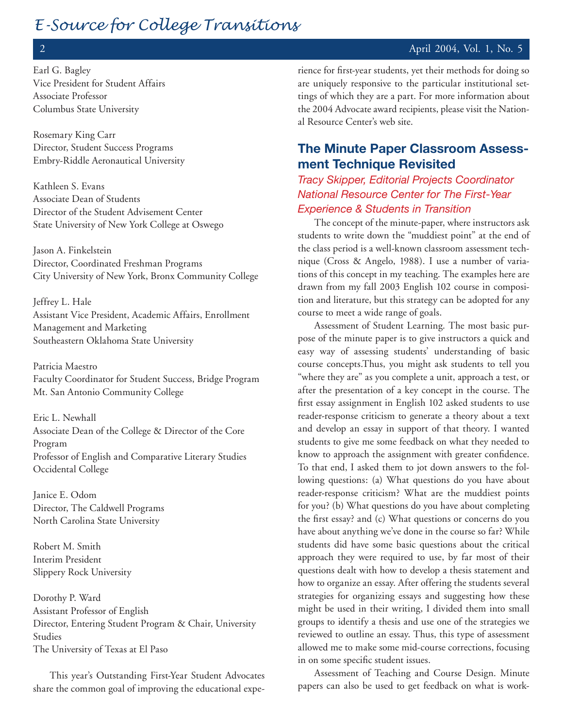Earl G. Bagley
Vice President for Student Affairs
Associate Professor
Columbus State University

Rosemary King Carr
Director, Student Success Programs
Embry-Riddle Aeronautical University

Kathleen S. Evans
Associate Dean of Students
Director of the Student Advisement Center
State University of New York College at Oswego

Jason A. Finkelstein
Director, Coordinated Freshman Programs
City University of New York, Bronx Community College

Jeffrey L. Hale
Assistant Vice President, Academic Affairs, Enrollment Management and Marketing
Southeastern Oklahoma State University

Patricia Maestro
Faculty Coordinator for Student Success, Bridge Program
Mt. San Antonio Community College

Eric L. Newhall
Associate Dean of the College & Director of the Core Program
Professor of English and Comparative Literary Studies
Occidental College

Janice E. Odom
Director, The Caldwell Programs
North Carolina State University

Robert M. Smith
Interim President
Slippery Rock University

Dorothy P. Ward
Assistant Professor of English
Director, Entering Student Program & Chair, University Studies
The University of Texas at El Paso

This year's Outstanding First-Year Student Advocates share the common goal of improving the educational experience for first-year students, yet their methods for doing so are uniquely responsive to the particular institutional settings of which they are a part. For more information about the 2004 Advocate award recipients, please visit the National Resource Center's web site.

## The Minute Paper Classroom Assessment Technique Revisited

*Tracy Skipper, Editorial Projects Coordinator*
*National Resource Center for The First-Year Experience & Students in Transition*

The concept of the minute-paper, where instructors ask students to write down the "muddiest point" at the end of the class period is a well-known classroom assessment technique (Cross & Angelo, 1988). I use a number of variations of this concept in my teaching. The examples here are drawn from my fall 2003 English 102 course in composition and literature, but this strategy can be adopted for any course to meet a wide range of goals.

Assessment of Student Learning. The most basic purpose of the minute paper is to give instructors a quick and easy way of assessing students' understanding of basic course concepts.Thus, you might ask students to tell you "where they are" as you complete a unit, approach a test, or after the presentation of a key concept in the course. The first essay assignment in English 102 asked students to use reader-response criticism to generate a theory about a text and develop an essay in support of that theory. I wanted students to give me some feedback on what they needed to know to approach the assignment with greater confidence. To that end, I asked them to jot down answers to the following questions: (a) What questions do you have about reader-response criticism? What are the muddiest points for you? (b) What questions do you have about completing the first essay? and (c) What questions or concerns do you have about anything we've done in the course so far? While students did have some basic questions about the critical approach they were required to use, by far most of their questions dealt with how to develop a thesis statement and how to organize an essay. After offering the students several strategies for organizing essays and suggesting how these might be used in their writing, I divided them into small groups to identify a thesis and use one of the strategies we reviewed to outline an essay. Thus, this type of assessment allowed me to make some mid-course corrections, focusing in on some specific student issues.

Assessment of Teaching and Course Design. Minute papers can also be used to get feedback on what is work-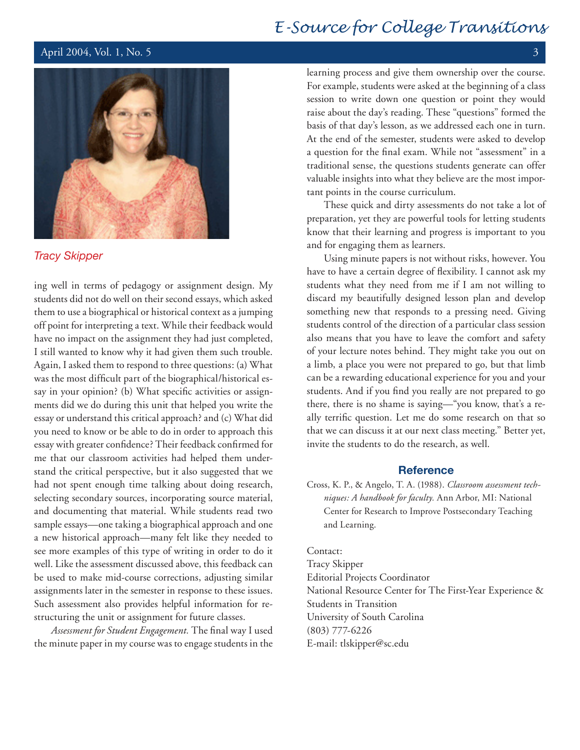Tracy Skipper

ing well in terms of pedagogy or assignment design. My students did not do well on their second essays, which asked them to use a biographical or historical context as a jumping off point for interpreting a text. While their feedback would have no impact on the assignment they had just completed, I still wanted to know why it had given them such trouble. Again, I asked them to respond to three questions: (a) What was the most difficult part of the biographical/historical essay in your opinion? (b) What specific activities or assignments did we do during this unit that helped you write the essay or understand this critical approach? and (c) What did you need to know or be able to do in order to approach this essay with greater confidence? Their feedback confirmed for me that our classroom activities had helped them understand the critical perspective, but it also suggested that we had not spent enough time talking about doing research, selecting secondary sources, incorporating source material, and documenting that material. While students read two sample essays—one taking a biographical approach and one a new historical approach—many felt like they needed to see more examples of this type of writing in order to do it well. Like the assessment discussed above, this feedback can be used to make mid-course corrections, adjusting similar assignments later in the semester in response to these issues. Such assessment also provides helpful information for restructuring the unit or assignment for future classes.

*Assessment for Student Engagement.* The final way I used the minute paper in my course was to engage students in the learning process and give them ownership over the course. For example, students were asked at the beginning of a class session to write down one question or point they would raise about the day's reading. These "questions" formed the basis of that day's lesson, as we addressed each one in turn. At the end of the semester, students were asked to develop a question for the final exam. While not "assessment" in a traditional sense, the questions students generate can offer valuable insights into what they believe are the most important points in the course curriculum.

These quick and dirty assessments do not take a lot of preparation, yet they are powerful tools for letting students know that their learning and progress is important to you and for engaging them as learners.

Using minute papers is not without risks, however. You have to have a certain degree of flexibility. I cannot ask my students what they need from me if I am not willing to discard my beautifully designed lesson plan and develop something new that responds to a pressing need. Giving students control of the direction of a particular class session also means that you have to leave the comfort and safety of your lecture notes behind. They might take you out on a limb, a place you were not prepared to go, but that limb can be a rewarding educational experience for you and your students. And if you find you really are not prepared to go there, there is no shame is saying—"you know, that's a really terrific question. Let me do some research on that so that we can discuss it at our next class meeting." Better yet, invite the students to do the research, as well.

## Reference

Cross, K. P., & Angelo, T. A. (1988). *Classroom assessment techniques: A handbook for faculty.* Ann Arbor, MI: National Center for Research to Improve Postsecondary Teaching and Learning.

Contact:
Tracy Skipper
Editorial Projects Coordinator
National Resource Center for The First-Year Experience & Students in Transition
University of South Carolina
(803) 777-6226
E-mail: tlskipper@sc.edu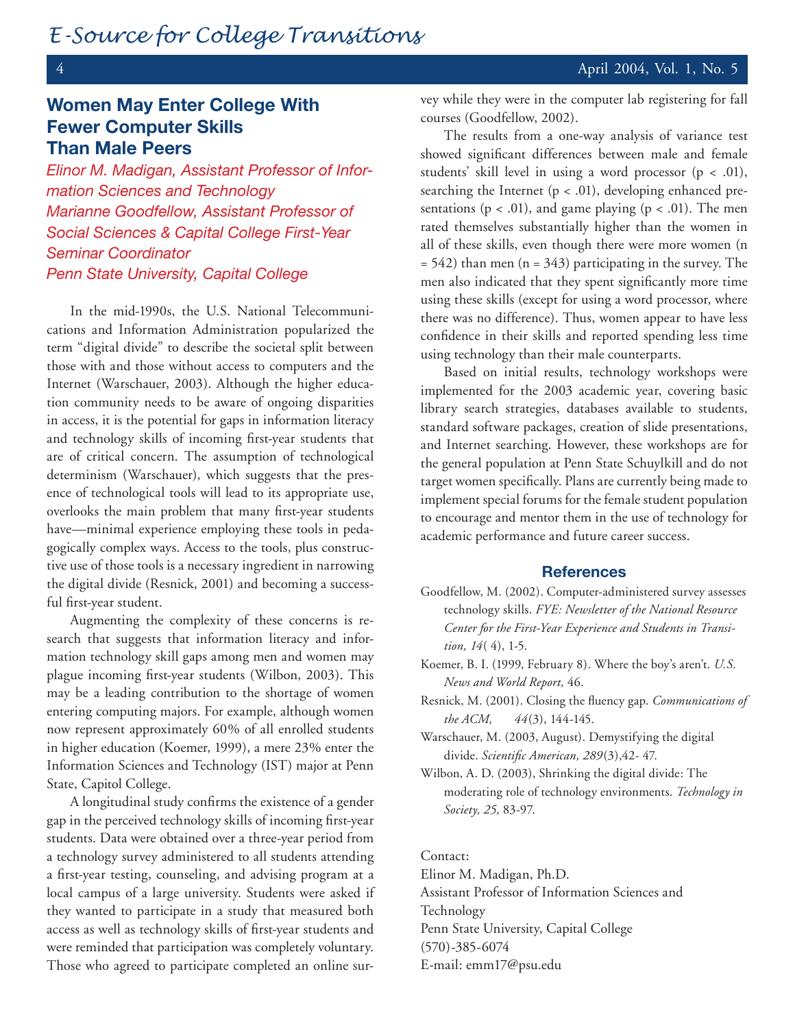## Women May Enter College With Fewer Computer Skills Than Male Peers

*Elinor M. Madigan, Assistant Professor of Information Sciences and Technology*
*Marianne Goodfellow, Assistant Professor of Social Sciences & Capital College First-Year Seminar Coordinator*
*Penn State University, Capital College*

In the mid-1990s, the U.S. National Telecommunications and Information Administration popularized the term "digital divide" to describe the societal split between those with and those without access to computers and the Internet (Warschauer, 2003). Although the higher education community needs to be aware of ongoing disparities in access, it is the potential for gaps in information literacy and technology skills of incoming first-year students that are of critical concern. The assumption of technological determinism (Warschauer), which suggests that the presence of technological tools will lead to its appropriate use, overlooks the main problem that many first-year students have—minimal experience employing these tools in pedagogically complex ways. Access to the tools, plus constructive use of those tools is a necessary ingredient in narrowing the digital divide (Resnick, 2001) and becoming a successful first-year student.

Augmenting the complexity of these concerns is research that suggests that information literacy and information technology skill gaps among men and women may plague incoming first-year students (Wilbon, 2003). This may be a leading contribution to the shortage of women entering computing majors. For example, although women now represent approximately 60% of all enrolled students in higher education (Koemer, 1999), a mere 23% enter the Information Sciences and Technology (IST) major at Penn State, Capitol College.

A longitudinal study confirms the existence of a gender gap in the perceived technology skills of incoming first-year students. Data were obtained over a three-year period from a technology survey administered to all students attending a first-year testing, counseling, and advising program at a local campus of a large university. Students were asked if they wanted to participate in a study that measured both access as well as technology skills of first-year students and were reminded that participation was completely voluntary. Those who agreed to participate completed an online survey while they were in the computer lab registering for fall courses (Goodfellow, 2002).

The results from a one-way analysis of variance test showed significant differences between male and female students' skill level in using a word processor ($p < .01$), searching the Internet ($p < .01$), developing enhanced presentations ($p < .01$), and game playing ($p < .01$). The men rated themselves substantially higher than the women in all of these skills, even though there were more women ($n = 542$) than men ($n = 343$) participating in the survey. The men also indicated that they spent significantly more time using these skills (except for using a word processor, where there was no difference). Thus, women appear to have less confidence in their skills and reported spending less time using technology than their male counterparts.

Based on initial results, technology workshops were implemented for the 2003 academic year, covering basic library search strategies, databases available to students, standard software packages, creation of slide presentations, and Internet searching. However, these workshops are for the general population at Penn State Schuylkill and do not target women specifically. Plans are currently being made to implement special forums for the female student population to encourage and mentor them in the use of technology for academic performance and future career success.

### References

Goodfellow, M. (2002). Computer-administered survey assesses technology skills. *FYE: Newsletter of the National Resource Center for the First-Year Experience and Students in Transition, 14*( 4), 1-5.

Koemer, B. I. (1999, February 8). Where the boy's aren't. *U.S. News and World Report,* 46.

Resnick, M. (2001). Closing the fluency gap. *Communications of the ACM, 44*(3), 144-145.

Warschauer, M. (2003, August). Demystifying the digital divide. *Scientific American, 289*(3),42- 47.

Wilbon, A. D. (2003), Shrinking the digital divide: The moderating role of technology environments. *Technology in Society, 25,* 83-97.

Contact:
Elinor M. Madigan, Ph.D.
Assistant Professor of Information Sciences and Technology
Penn State University, Capital College
(570)-385-6074
E-mail: emm17@psu.edu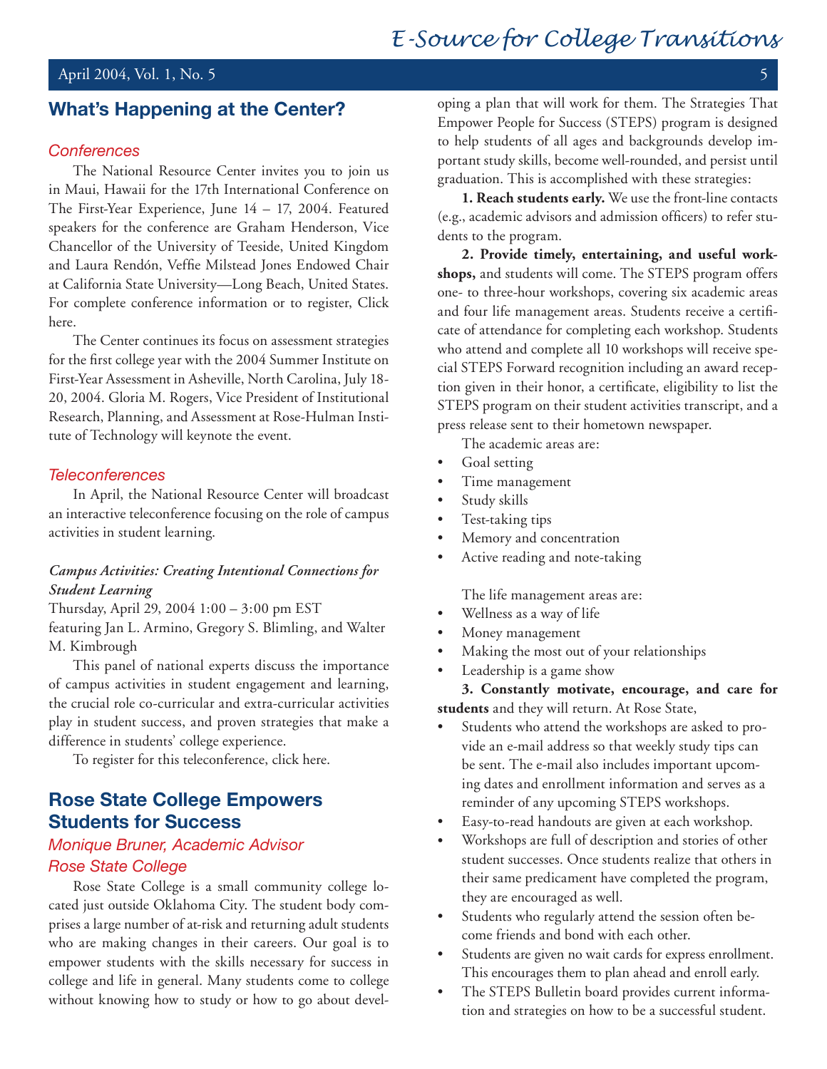## What's Happening at the Center?

### *Conferences*

The National Resource Center invites you to join us in Maui, Hawaii for the 17th International Conference on The First-Year Experience, June 14 – 17, 2004. Featured speakers for the conference are Graham Henderson, Vice Chancellor of the University of Teeside, United Kingdom and Laura Rendón, Veffie Milstead Jones Endowed Chair at California State University—Long Beach, United States. For complete conference information or to register, Click here.

The Center continues its focus on assessment strategies for the first college year with the 2004 Summer Institute on First-Year Assessment in Asheville, North Carolina, July 18-20, 2004. Gloria M. Rogers, Vice President of Institutional Research, Planning, and Assessment at Rose-Hulman Institute of Technology will keynote the event.

### *Teleconferences*

In April, the National Resource Center will broadcast an interactive teleconference focusing on the role of campus activities in student learning.

***Campus Activities: Creating Intentional Connections for Student Learning***
Thursday, April 29, 2004 1:00 – 3:00 pm EST
featuring Jan L. Armino, Gregory S. Blimling, and Walter M. Kimbrough

This panel of national experts discuss the importance of campus activities in student engagement and learning, the crucial role co-curricular and extra-curricular activities play in student success, and proven strategies that make a difference in students' college experience.

To register for this teleconference, click here.

## Rose State College Empowers Students for Success

*Monique Bruner, Academic Advisor*
*Rose State College*

Rose State College is a small community college located just outside Oklahoma City. The student body comprises a large number of at-risk and returning adult students who are making changes in their careers. Our goal is to empower students with the skills necessary for success in college and life in general. Many students come to college without knowing how to study or how to go about developing a plan that will work for them. The Strategies That Empower People for Success (STEPS) program is designed to help students of all ages and backgrounds develop important study skills, become well-rounded, and persist until graduation. This is accomplished with these strategies:

**1. Reach students early.** We use the front-line contacts (e.g., academic advisors and admission officers) to refer students to the program.

**2. Provide timely, entertaining, and useful workshops,** and students will come. The STEPS program offers one- to three-hour workshops, covering six academic areas and four life management areas. Students receive a certificate of attendance for completing each workshop. Students who attend and complete all 10 workshops will receive special STEPS Forward recognition including an award reception given in their honor, a certificate, eligibility to list the STEPS program on their student activities transcript, and a press release sent to their hometown newspaper.

The academic areas are:

- Goal setting
- Time management
- Study skills
- Test-taking tips
- Memory and concentration
- Active reading and note-taking

The life management areas are:

- Wellness as a way of life
- Money management
- Making the most out of your relationships
- Leadership is a game show

**3. Constantly motivate, encourage, and care for students** and they will return. At Rose State,

- Students who attend the workshops are asked to provide an e-mail address so that weekly study tips can be sent. The e-mail also includes important upcoming dates and enrollment information and serves as a reminder of any upcoming STEPS workshops.
- Easy-to-read handouts are given at each workshop.
- Workshops are full of description and stories of other student successes. Once students realize that others in their same predicament have completed the program, they are encouraged as well.
- Students who regularly attend the session often become friends and bond with each other.
- Students are given no wait cards for express enrollment. This encourages them to plan ahead and enroll early.
- The STEPS Bulletin board provides current information and strategies on how to be a successful student.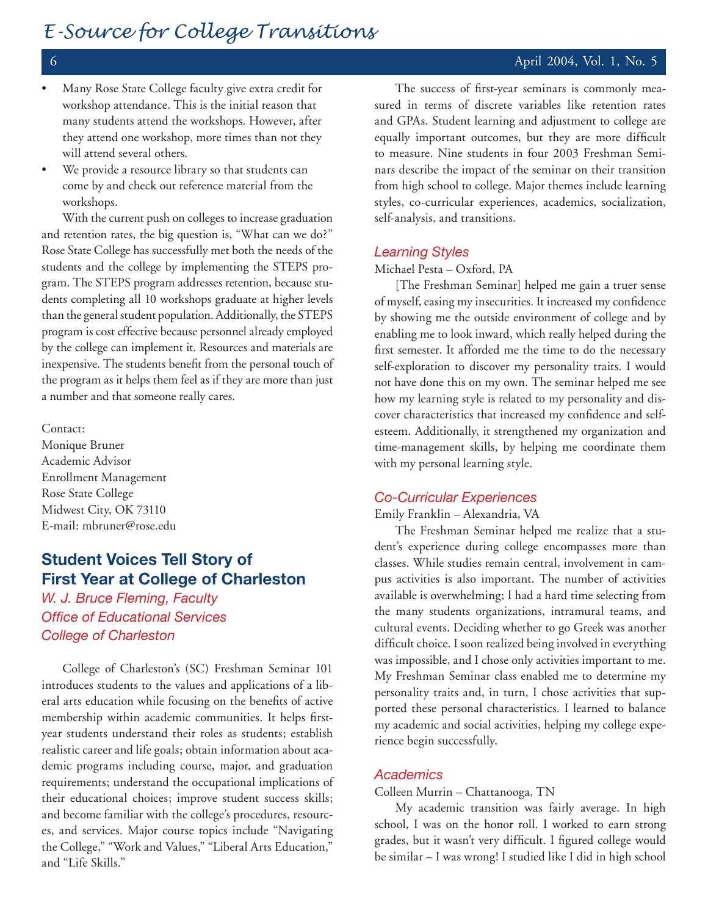- Many Rose State College faculty give extra credit for workshop attendance. This is the initial reason that many students attend the workshops. However, after they attend one workshop, more times than not they will attend several others.
- We provide a resource library so that students can come by and check out reference material from the workshops.

With the current push on colleges to increase graduation and retention rates, the big question is, "What can we do?" Rose State College has successfully met both the needs of the students and the college by implementing the STEPS program. The STEPS program addresses retention, because students completing all 10 workshops graduate at higher levels than the general student population. Additionally, the STEPS program is cost effective because personnel already employed by the college can implement it. Resources and materials are inexpensive. The students benefit from the personal touch of the program as it helps them feel as if they are more than just a number and that someone really cares.

Contact:
Monique Bruner
Academic Advisor
Enrollment Management
Rose State College
Midwest City, OK 73110
E-mail: mbruner@rose.edu

## Student Voices Tell Story of First Year at College of Charleston

*W. J. Bruce Fleming, Faculty*
*Office of Educational Services*
*College of Charleston*

College of Charleston's (SC) Freshman Seminar 101 introduces students to the values and applications of a liberal arts education while focusing on the benefits of active membership within academic communities. It helps first-year students understand their roles as students; establish realistic career and life goals; obtain information about academic programs including course, major, and graduation requirements; understand the occupational implications of their educational choices; improve student success skills; and become familiar with the college's procedures, resources, and services. Major course topics include "Navigating the College," "Work and Values," "Liberal Arts Education," and "Life Skills."

The success of first-year seminars is commonly measured in terms of discrete variables like retention rates and GPAs. Student learning and adjustment to college are equally important outcomes, but they are more difficult to measure. Nine students in four 2003 Freshman Seminars describe the impact of the seminar on their transition from high school to college. Major themes include learning styles, co-curricular experiences, academics, socialization, self-analysis, and transitions.

### *Learning Styles*

Michael Pesta – Oxford, PA

[The Freshman Seminar] helped me gain a truer sense of myself, easing my insecurities. It increased my confidence by showing me the outside environment of college and by enabling me to look inward, which really helped during the first semester. It afforded me the time to do the necessary self-exploration to discover my personality traits. I would not have done this on my own. The seminar helped me see how my learning style is related to my personality and discover characteristics that increased my confidence and self-esteem. Additionally, it strengthened my organization and time-management skills, by helping me coordinate them with my personal learning style.

### *Co-Curricular Experiences*

Emily Franklin – Alexandria, VA

The Freshman Seminar helped me realize that a student's experience during college encompasses more than classes. While studies remain central, involvement in campus activities is also important. The number of activities available is overwhelming; I had a hard time selecting from the many students organizations, intramural teams, and cultural events. Deciding whether to go Greek was another difficult choice. I soon realized being involved in everything was impossible, and I chose only activities important to me. My Freshman Seminar class enabled me to determine my personality traits and, in turn, I chose activities that supported these personal characteristics. I learned to balance my academic and social activities, helping my college experience begin successfully.

### *Academics*

Colleen Murrin – Chattanooga, TN

My academic transition was fairly average. In high school, I was on the honor roll. I worked to earn strong grades, but it wasn't very difficult. I figured college would be similar – I was wrong! I studied like I did in high school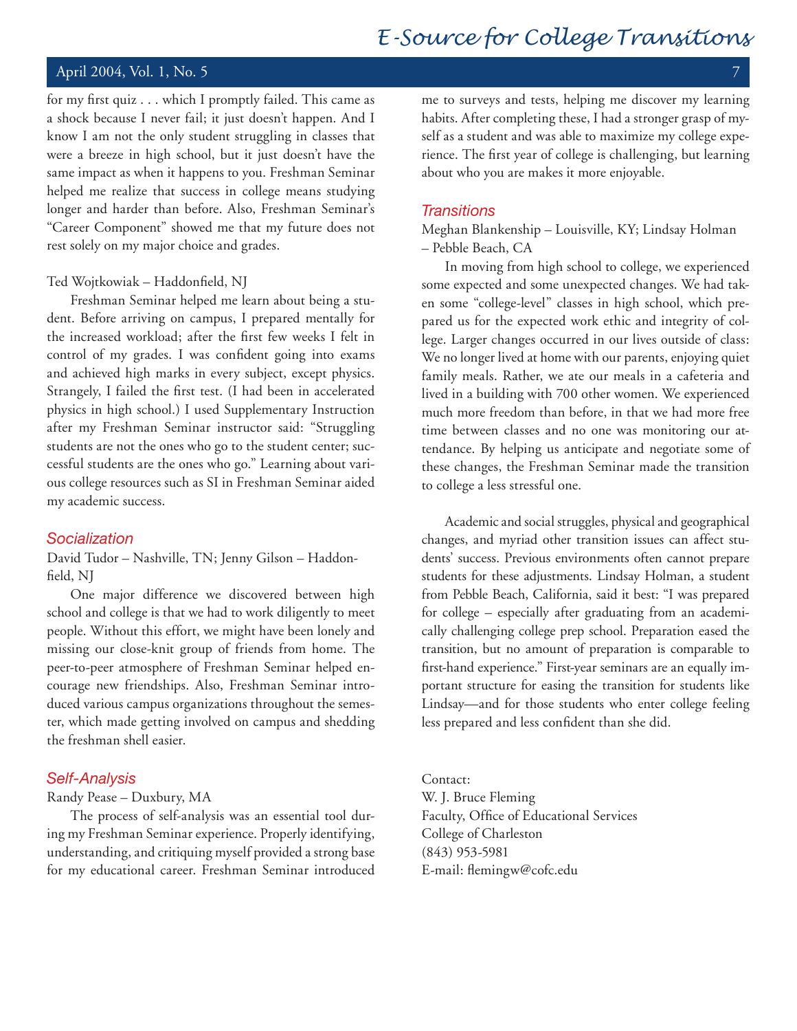for my first quiz . . . which I promptly failed. This came as a shock because I never fail; it just doesn't happen. And I know I am not the only student struggling in classes that were a breeze in high school, but it just doesn't have the same impact as when it happens to you. Freshman Seminar helped me realize that success in college means studying longer and harder than before. Also, Freshman Seminar's "Career Component" showed me that my future does not rest solely on my major choice and grades.

Ted Wojtkowiak – Haddonfield, NJ

Freshman Seminar helped me learn about being a student. Before arriving on campus, I prepared mentally for the increased workload; after the first few weeks I felt in control of my grades. I was confident going into exams and achieved high marks in every subject, except physics. Strangely, I failed the first test. (I had been in accelerated physics in high school.) I used Supplementary Instruction after my Freshman Seminar instructor said: "Struggling students are not the ones who go to the student center; successful students are the ones who go." Learning about various college resources such as SI in Freshman Seminar aided my academic success.

### *Socialization*

David Tudor – Nashville, TN; Jenny Gilson – Haddonfield, NJ

One major difference we discovered between high school and college is that we had to work diligently to meet people. Without this effort, we might have been lonely and missing our close-knit group of friends from home. The peer-to-peer atmosphere of Freshman Seminar helped encourage new friendships. Also, Freshman Seminar introduced various campus organizations throughout the semester, which made getting involved on campus and shedding the freshman shell easier.

### *Self-Analysis*

Randy Pease – Duxbury, MA

The process of self-analysis was an essential tool during my Freshman Seminar experience. Properly identifying, understanding, and critiquing myself provided a strong base for my educational career. Freshman Seminar introduced me to surveys and tests, helping me discover my learning habits. After completing these, I had a stronger grasp of myself as a student and was able to maximize my college experience. The first year of college is challenging, but learning about who you are makes it more enjoyable.

### *Transitions*

Meghan Blankenship – Louisville, KY; Lindsay Holman – Pebble Beach, CA

In moving from high school to college, we experienced some expected and some unexpected changes. We had taken some "college-level" classes in high school, which prepared us for the expected work ethic and integrity of college. Larger changes occurred in our lives outside of class: We no longer lived at home with our parents, enjoying quiet family meals. Rather, we ate our meals in a cafeteria and lived in a building with 700 other women. We experienced much more freedom than before, in that we had more free time between classes and no one was monitoring our attendance. By helping us anticipate and negotiate some of these changes, the Freshman Seminar made the transition to college a less stressful one.

Academic and social struggles, physical and geographical changes, and myriad other transition issues can affect students' success. Previous environments often cannot prepare students for these adjustments. Lindsay Holman, a student from Pebble Beach, California, said it best: "I was prepared for college – especially after graduating from an academically challenging college prep school. Preparation eased the transition, but no amount of preparation is comparable to first-hand experience." First-year seminars are an equally important structure for easing the transition for students like Lindsay—and for those students who enter college feeling less prepared and less confident than she did.

Contact:
W. J. Bruce Fleming
Faculty, Office of Educational Services
College of Charleston
(843) 953-5981
E-mail: flemingw@cofc.edu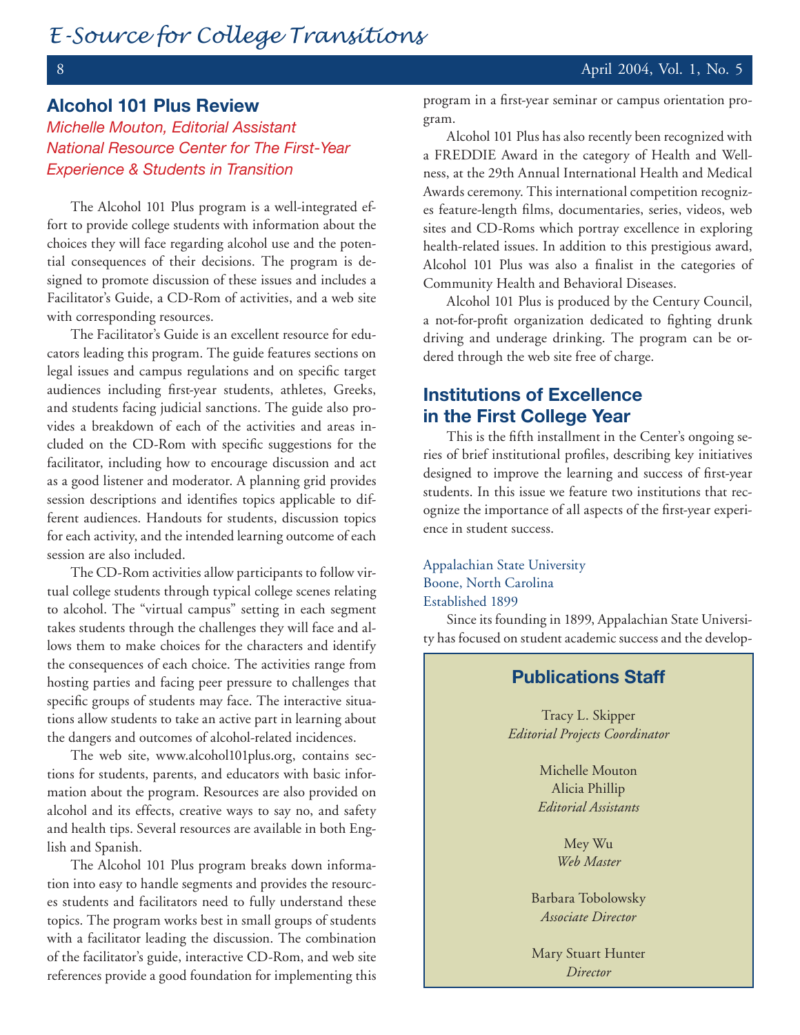## Alcohol 101 Plus Review

*Michelle Mouton, Editorial Assistant*
*National Resource Center for The First-Year Experience & Students in Transition*

The Alcohol 101 Plus program is a well-integrated effort to provide college students with information about the choices they will face regarding alcohol use and the potential consequences of their decisions. The program is designed to promote discussion of these issues and includes a Facilitator's Guide, a CD-Rom of activities, and a web site with corresponding resources.

The Facilitator's Guide is an excellent resource for educators leading this program. The guide features sections on legal issues and campus regulations and on specific target audiences including first-year students, athletes, Greeks, and students facing judicial sanctions. The guide also provides a breakdown of each of the activities and areas included on the CD-Rom with specific suggestions for the facilitator, including how to encourage discussion and act as a good listener and moderator. A planning grid provides session descriptions and identifies topics applicable to different audiences. Handouts for students, discussion topics for each activity, and the intended learning outcome of each session are also included.

The CD-Rom activities allow participants to follow virtual college students through typical college scenes relating to alcohol. The "virtual campus" setting in each segment takes students through the challenges they will face and allows them to make choices for the characters and identify the consequences of each choice. The activities range from hosting parties and facing peer pressure to challenges that specific groups of students may face. The interactive situations allow students to take an active part in learning about the dangers and outcomes of alcohol-related incidences.

The web site, www.alcohol101plus.org, contains sections for students, parents, and educators with basic information about the program. Resources are also provided on alcohol and its effects, creative ways to say no, and safety and health tips. Several resources are available in both English and Spanish.

The Alcohol 101 Plus program breaks down information into easy to handle segments and provides the resources students and facilitators need to fully understand these topics. The program works best in small groups of students with a facilitator leading the discussion. The combination of the facilitator's guide, interactive CD-Rom, and web site references provide a good foundation for implementing this program in a first-year seminar or campus orientation program.

Alcohol 101 Plus has also recently been recognized with a FREDDIE Award in the category of Health and Wellness, at the 29th Annual International Health and Medical Awards ceremony. This international competition recognizes feature-length films, documentaries, series, videos, web sites and CD-Roms which portray excellence in exploring health-related issues. In addition to this prestigious award, Alcohol 101 Plus was also a finalist in the categories of Community Health and Behavioral Diseases.

Alcohol 101 Plus is produced by the Century Council, a not-for-profit organization dedicated to fighting drunk driving and underage drinking. The program can be ordered through the web site free of charge.

## Institutions of Excellence in the First College Year

This is the fifth installment in the Center's ongoing series of brief institutional profiles, describing key initiatives designed to improve the learning and success of first-year students. In this issue we feature two institutions that recognize the importance of all aspects of the first-year experience in student success.

Appalachian State University
Boone, North Carolina
Established 1899

Since its founding in 1899, Appalachian State University has focused on student academic success and the develop-

### Publications Staff

Tracy L. Skipper
*Editorial Projects Coordinator*

Michelle Mouton
Alicia Phillip
*Editorial Assistants*

Mey Wu
*Web Master*

Barbara Tobolowsky
*Associate Director*

Mary Stuart Hunter
*Director*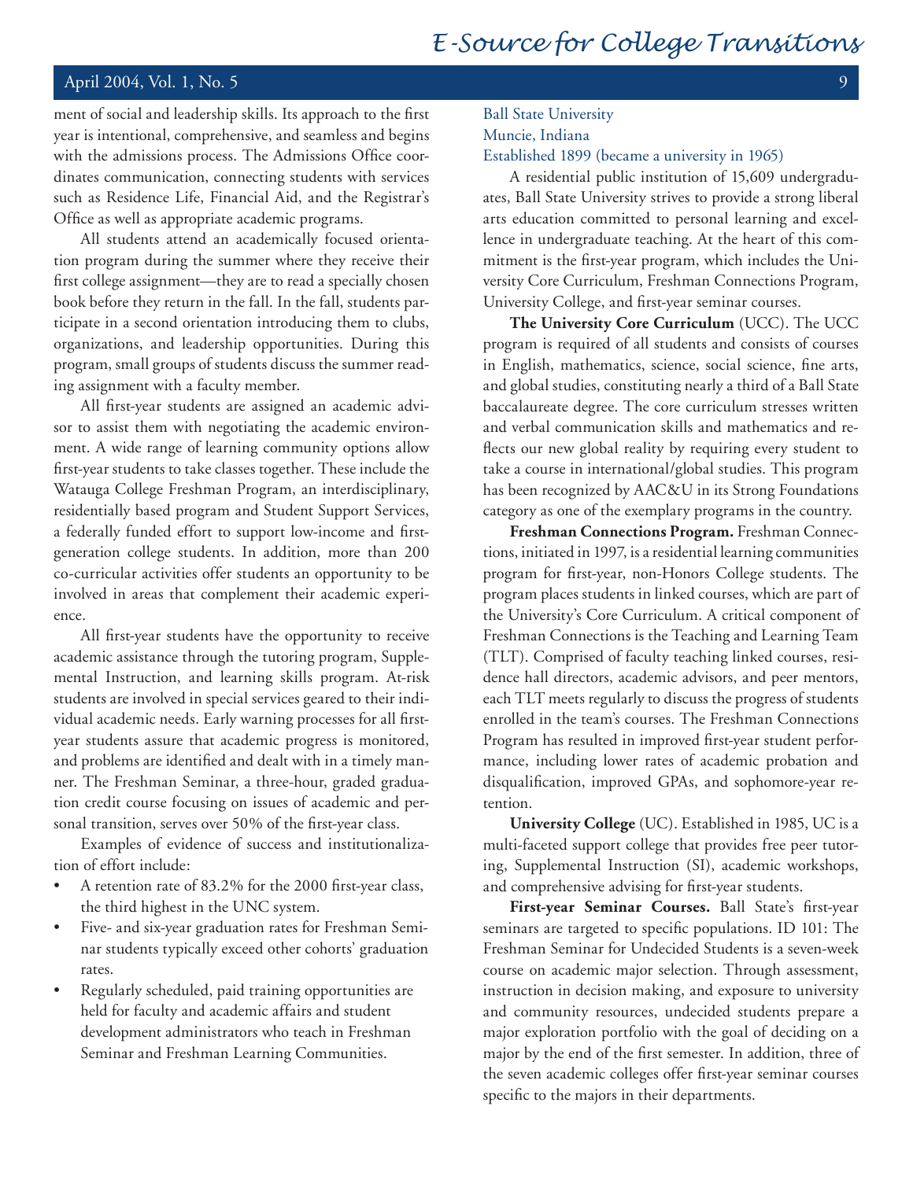ment of social and leadership skills. Its approach to the first year is intentional, comprehensive, and seamless and begins with the admissions process. The Admissions Office coordinates communication, connecting students with services such as Residence Life, Financial Aid, and the Registrar's Office as well as appropriate academic programs.

All students attend an academically focused orientation program during the summer where they receive their first college assignment—they are to read a specially chosen book before they return in the fall. In the fall, students participate in a second orientation introducing them to clubs, organizations, and leadership opportunities. During this program, small groups of students discuss the summer reading assignment with a faculty member.

All first-year students are assigned an academic advisor to assist them with negotiating the academic environment. A wide range of learning community options allow first-year students to take classes together. These include the Watauga College Freshman Program, an interdisciplinary, residentially based program and Student Support Services, a federally funded effort to support low-income and first-generation college students. In addition, more than 200 co-curricular activities offer students an opportunity to be involved in areas that complement their academic experience.

All first-year students have the opportunity to receive academic assistance through the tutoring program, Supplemental Instruction, and learning skills program. At-risk students are involved in special services geared to their individual academic needs. Early warning processes for all first-year students assure that academic progress is monitored, and problems are identified and dealt with in a timely manner. The Freshman Seminar, a three-hour, graded graduation credit course focusing on issues of academic and personal transition, serves over 50% of the first-year class.

Examples of evidence of success and institutionalization of effort include:

- A retention rate of 83.2% for the 2000 first-year class, the third highest in the UNC system.
- Five- and six-year graduation rates for Freshman Seminar students typically exceed other cohorts' graduation rates.
- Regularly scheduled, paid training opportunities are held for faculty and academic affairs and student development administrators who teach in Freshman Seminar and Freshman Learning Communities.

### Ball State University
Muncie, Indiana
Established 1899 (became a university in 1965)

A residential public institution of 15,609 undergraduates, Ball State University strives to provide a strong liberal arts education committed to personal learning and excellence in undergraduate teaching. At the heart of this commitment is the first-year program, which includes the University Core Curriculum, Freshman Connections Program, University College, and first-year seminar courses.

**The University Core Curriculum** (UCC). The UCC program is required of all students and consists of courses in English, mathematics, science, social science, fine arts, and global studies, constituting nearly a third of a Ball State baccalaureate degree. The core curriculum stresses written and verbal communication skills and mathematics and reflects our new global reality by requiring every student to take a course in international/global studies. This program has been recognized by AAC&U in its Strong Foundations category as one of the exemplary programs in the country.

**Freshman Connections Program.** Freshman Connections, initiated in 1997, is a residential learning communities program for first-year, non-Honors College students. The program places students in linked courses, which are part of the University's Core Curriculum. A critical component of Freshman Connections is the Teaching and Learning Team (TLT). Comprised of faculty teaching linked courses, residence hall directors, academic advisors, and peer mentors, each TLT meets regularly to discuss the progress of students enrolled in the team's courses. The Freshman Connections Program has resulted in improved first-year student performance, including lower rates of academic probation and disqualification, improved GPAs, and sophomore-year retention.

**University College** (UC). Established in 1985, UC is a multi-faceted support college that provides free peer tutoring, Supplemental Instruction (SI), academic workshops, and comprehensive advising for first-year students.

**First-year Seminar Courses.** Ball State's first-year seminars are targeted to specific populations. ID 101: The Freshman Seminar for Undecided Students is a seven-week course on academic major selection. Through assessment, instruction in decision making, and exposure to university and community resources, undecided students prepare a major exploration portfolio with the goal of deciding on a major by the end of the first semester. In addition, three of the seven academic colleges offer first-year seminar courses specific to the majors in their departments.